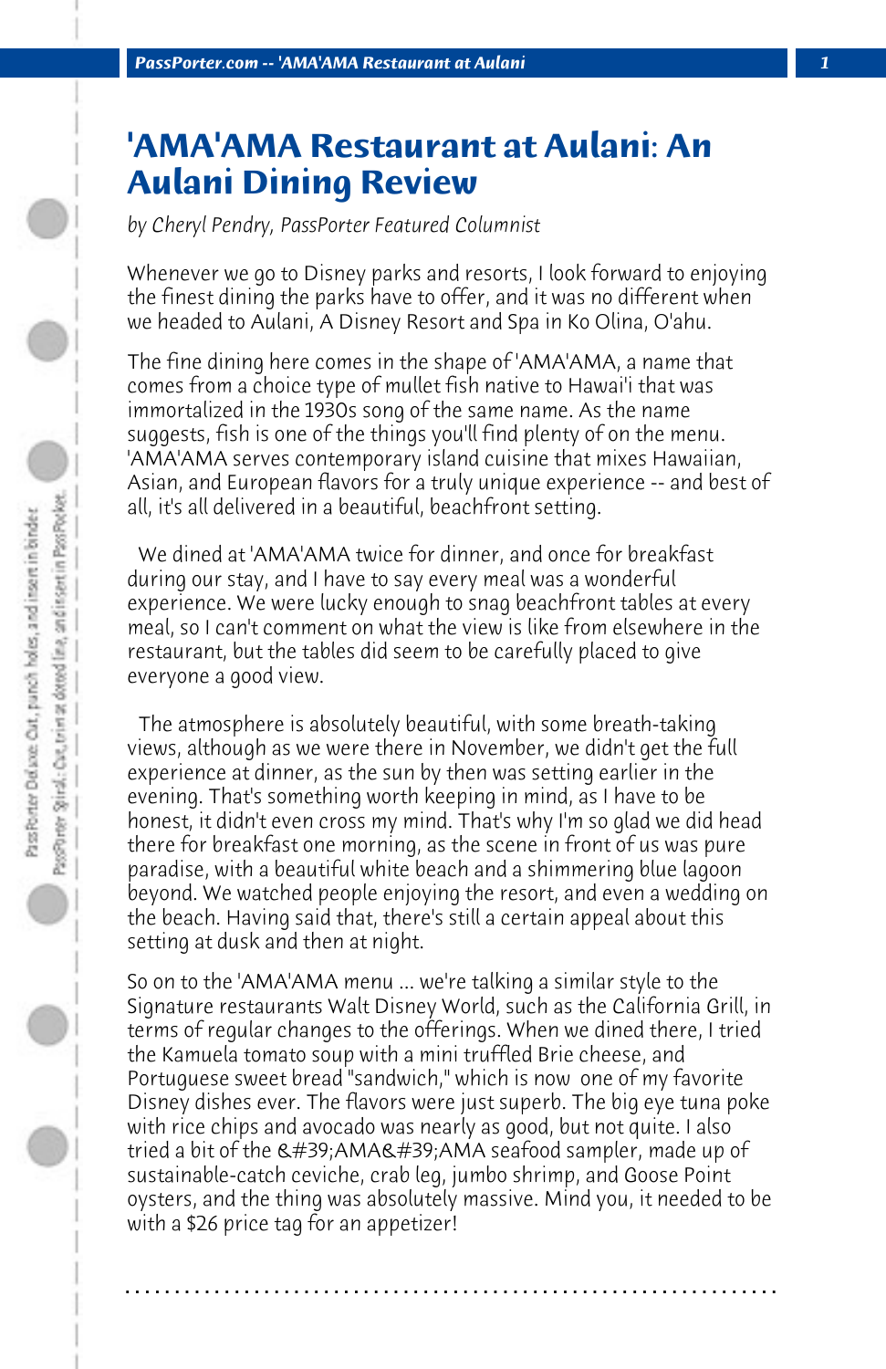# 'AMA'AMA Restaurant at Aulani: An Aulani Dining Review

*by Cheryl Pendry, PassPorter Featured Columnist*

Whenever we go to Disney parks and resorts, I look forward to enjoying the finest dining the parks have to offer, and it was no different when we headed to Aulani, A Disney Resort and Spa in Ko Olina, O'ahu.

The fine dining here comes in the shape of 'AMA'AMA, a name that comes from a choice type of mullet fish native to Hawai'i that was immortalized in the 1930s song of the same name. As the name suggests, fish is one of the things you'll find plenty of on the menu. 'AMA'AMA serves contemporary island cuisine that mixes Hawaiian, Asian, and European flavors for a truly unique experience -- and best of all, it's all delivered in a beautiful, beachfront setting.

We dined at 'AMA'AMA twice for dinner, and once for breakfast during our stay, and I have to say every meal was a wonderful experience. We were lucky enough to snag beachfront tables at every meal, so I can't comment on what the view is like from elsewhere in the restaurant, but the tables did seem to be carefully placed to give everyone a good view.

The atmosphere is absolutely beautiful, with some breath-taking views, although as we were there in November, we didn't get the full experience at dinner, as the sun by then was setting earlier in the evening. That's something worth keeping in mind, as I have to be honest, it didn't even cross my mind. That's why I'm so glad we did head there for breakfast one morning, as the scene in front of us was pure paradise, with a beautiful white beach and a shimmering blue lagoon beyond. We watched people enjoying the resort, and even a wedding on the beach. Having said that, there's still a certain appeal about this setting at dusk and then at night.

So on to the 'AMA'AMA menu ... we're talking a similar style to the Signature restaurants Walt Disney World, such as the California Grill, in terms of regular changes to the offerings. When we dined there, I tried the Kamuela tomato soup with a mini truffled Brie cheese, and Portuguese sweet bread "sandwich," which is now one of my favorite Disney dishes ever. The flavors were just superb. The big eye tuna poke with rice chips and avocado was nearly as good, but not quite. I also tried a bit of the &#39;AMA&#39;AMA seafood sampler, made up of sustainable-catch ceviche, crab leg, jumbo shrimp, and Goose Point oysters, and the thing was absolutely massive. Mind you, it needed to be with a $26 price tag for an appetizer!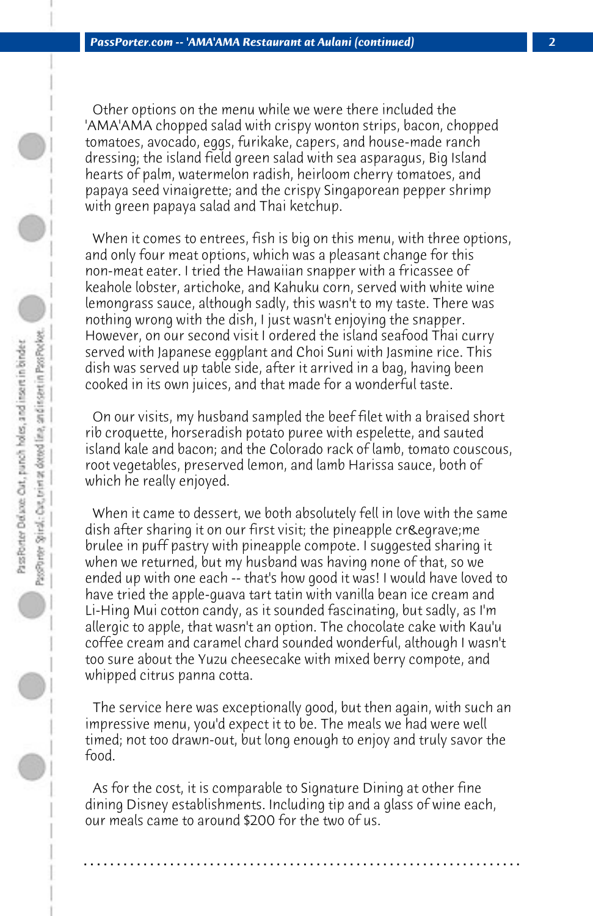Other options on the menu while we were there included the 'AMA'AMA chopped salad with crispy wonton strips, bacon, chopped tomatoes, avocado, eggs, furikake, capers, and house-made ranch dressing; the island field green salad with sea asparagus, Big Island hearts of palm, watermelon radish, heirloom cherry tomatoes, and papaya seed vinaigrette; and the crispy Singaporean pepper shrimp with green papaya salad and Thai ketchup.

When it comes to entrees, fish is big on this menu, with three options, and only four meat options, which was a pleasant change for this non-meat eater. I tried the Hawaiian snapper with a fricassee of keahole lobster, artichoke, and Kahuku corn, served with white wine lemongrass sauce, although sadly, this wasn't to my taste. There was nothing wrong with the dish, I just wasn't enjoying the snapper. However, on our second visit I ordered the island seafood Thai curry served with Japanese eggplant and Choi Suni with Jasmine rice. This dish was served up table side, after it arrived in a bag, having been cooked in its own juices, and that made for a wonderful taste.

On our visits, my husband sampled the beef filet with a braised short rib croquette, horseradish potato puree with espelette, and sauted island kale and bacon; and the Colorado rack of lamb, tomato couscous, root vegetables, preserved lemon, and lamb Harissa sauce, both of which he really enjoyed.

When it came to dessert, we both absolutely fell in love with the same dish after sharing it on our first visit; the pineapple cr&egrave;me brulee in puff pastry with pineapple compote. I suggested sharing it when we returned, but my husband was having none of that, so we ended up with one each -- that's how good it was! I would have loved to have tried the apple-guava tart tatin with vanilla bean ice cream and Li-Hing Mui cotton candy, as it sounded fascinating, but sadly, as I'm allergic to apple, that wasn't an option. The chocolate cake with Kau'u coffee cream and caramel chard sounded wonderful, although I wasn't too sure about the Yuzu cheesecake with mixed berry compote, and whipped citrus panna cotta.

The service here was exceptionally good, but then again, with such an impressive menu, you'd expect it to be. The meals we had were well timed; not too drawn-out, but long enough to enjoy and truly savor the food.

As for the cost, it is comparable to Signature Dining at other fine dining Disney establishments. Including tip and a glass of wine each, our meals came to around $200 for the two of us.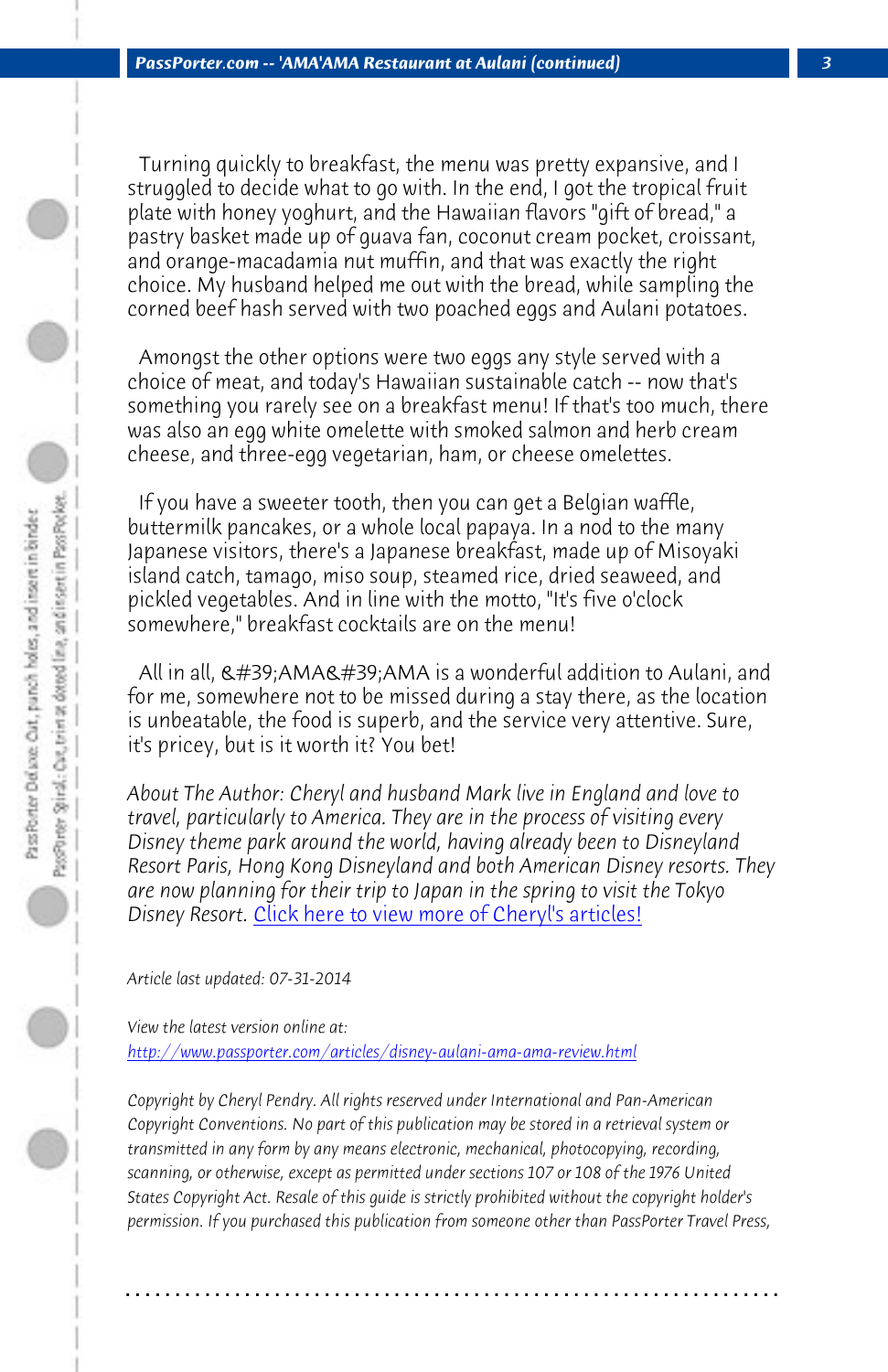Turning quickly to breakfast, the menu was pretty expansive, and I struggled to decide what to go with. In the end, I got the tropical fruit plate with honey yoghurt, and the Hawaiian flavors "gift of bread," a pastry basket made up of guava fan, coconut cream pocket, croissant, and orange-macadamia nut muffin, and that was exactly the right choice. My husband helped me out with the bread, while sampling the corned beef hash served with two poached eggs and Aulani potatoes.

Amongst the other options were two eggs any style served with a choice of meat, and today's Hawaiian sustainable catch -- now that's something you rarely see on a breakfast menu! If that's too much, there was also an egg white omelette with smoked salmon and herb cream cheese, and three-egg vegetarian, ham, or cheese omelettes.

If you have a sweeter tooth, then you can get a Belgian waffle, buttermilk pancakes, or a whole local papaya. In a nod to the many Japanese visitors, there's a Japanese breakfast, made up of Misoyaki island catch, tamago, miso soup, steamed rice, dried seaweed, and pickled vegetables. And in line with the motto, "It's five o'clock somewhere," breakfast cocktails are on the menu!

All in all, &#39;AMA&#39;AMA is a wonderful addition to Aulani, and for me, somewhere not to be missed during a stay there, as the location is unbeatable, the food is superb, and the service very attentive. Sure, it's pricey, but is it worth it? You bet!

*About The Author: Cheryl and husband Mark live in England and love to travel, particularly to America. They are in the process of visiting every Disney theme park around the world, having already been to Disneyland Resort Paris, Hong Kong Disneyland and both American Disney resorts. They are now planning for their trip to Japan in the spring to visit the Tokyo Disney Resort.* Click here to view more of Cheryl's articles!

*Article last updated: 07-31-2014*

*View the latest version online at:*
http://www.passporter.com/articles/disney-aulani-ama-ama-review.html

*Copyright by Cheryl Pendry. All rights reserved under International and Pan-American Copyright Conventions. No part of this publication may be stored in a retrieval system or transmitted in any form by any means electronic, mechanical, photocopying, recording, scanning, or otherwise, except as permitted under sections 107 or 108 of the 1976 United States Copyright Act. Resale of this guide is strictly prohibited without the copyright holder's permission. If you purchased this publication from someone other than PassPorter Travel Press,*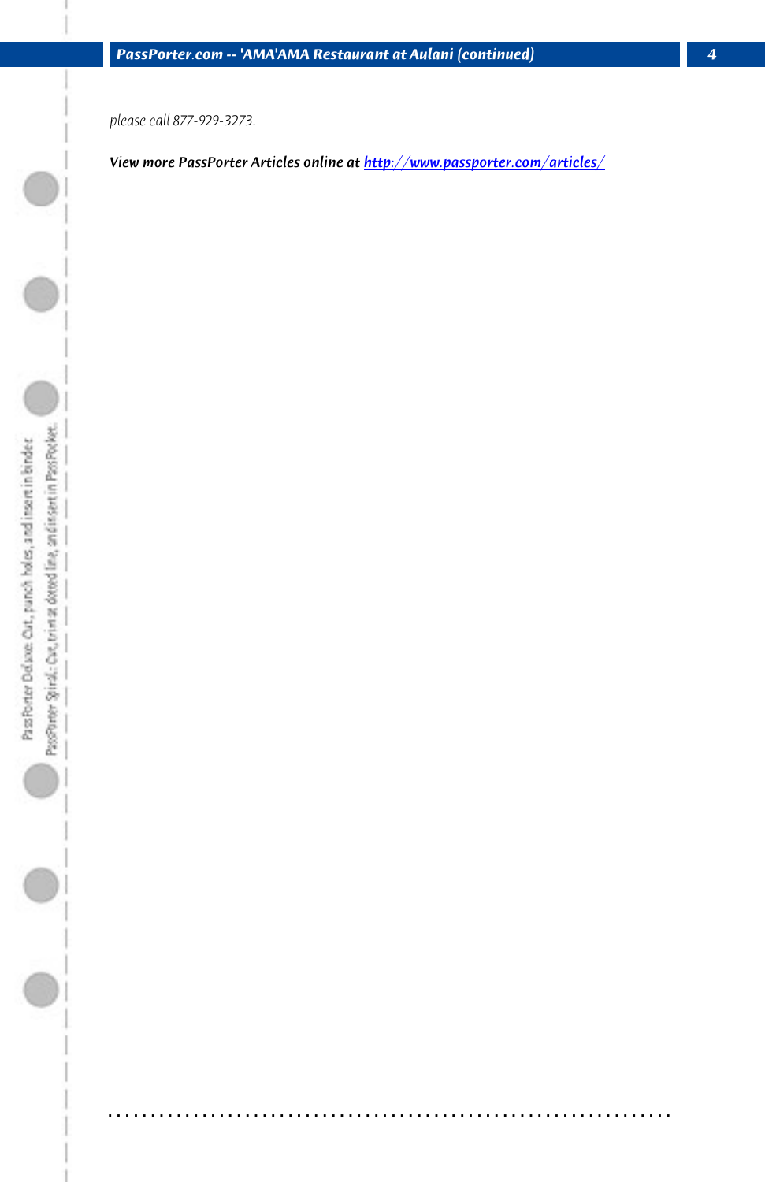*please call 877-929-3273.*

***View more PassPorter Articles online at [http://www.passporter.com/articles/](http://www.passporter.com/articles/)***